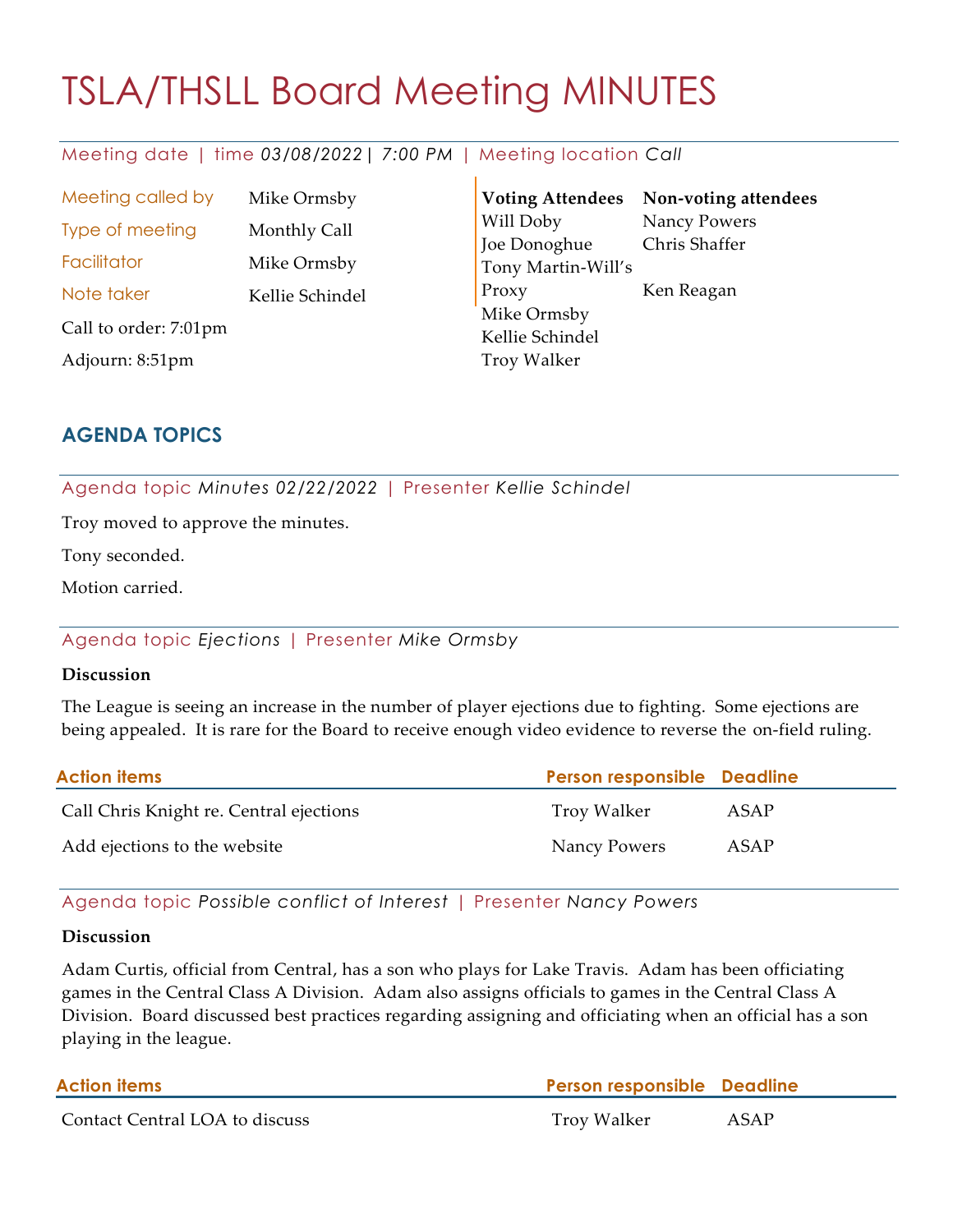# TSLA/THSLL Board Meeting MINUTES

Meeting date | time *03/08/2022 | 7:00 PM* | Meeting location *Call*

| | | | |
|---|---|---|---|
| Meeting called by | Mike Ormsby | **Voting Attendees** | **Non-voting attendees** |
| Type of meeting | Monthly Call | Will Doby | Nancy Powers |
| Facilitator | Mike Ormsby | Joe Donoghue | Chris Shaffer |
| Note taker | Kellie Schindel | Tony Martin-Will's Proxy | Ken Reagan |
| Call to order: 7:01pm | | Mike Ormsby | |
| Adjourn: 8:51pm | | Kellie Schindel | |
| | | Troy Walker | |

## AGENDA TOPICS

Agenda topic *Minutes 02/22/2022* | Presenter *Kellie Schindel*

Troy moved to approve the minutes.

Tony seconded.

Motion carried.

Agenda topic *Ejections* | Presenter *Mike Ormsby*

**Discussion**

The League is seeing an increase in the number of player ejections due to fighting. Some ejections are being appealed. It is rare for the Board to receive enough video evidence to reverse the on-field ruling.

| Action items | Person responsible | Deadline |
|---|---|---|
| Call Chris Knight re. Central ejections | Troy Walker | ASAP |
| Add ejections to the website | Nancy Powers | ASAP |

Agenda topic *Possible conflict of Interest* | Presenter *Nancy Powers*

**Discussion**

Adam Curtis, official from Central, has a son who plays for Lake Travis. Adam has been officiating games in the Central Class A Division. Adam also assigns officials to games in the Central Class A Division. Board discussed best practices regarding assigning and officiating when an official has a son playing in the league.

| Action items | Person responsible | Deadline |
|---|---|---|
| Contact Central LOA to discuss | Troy Walker | ASAP |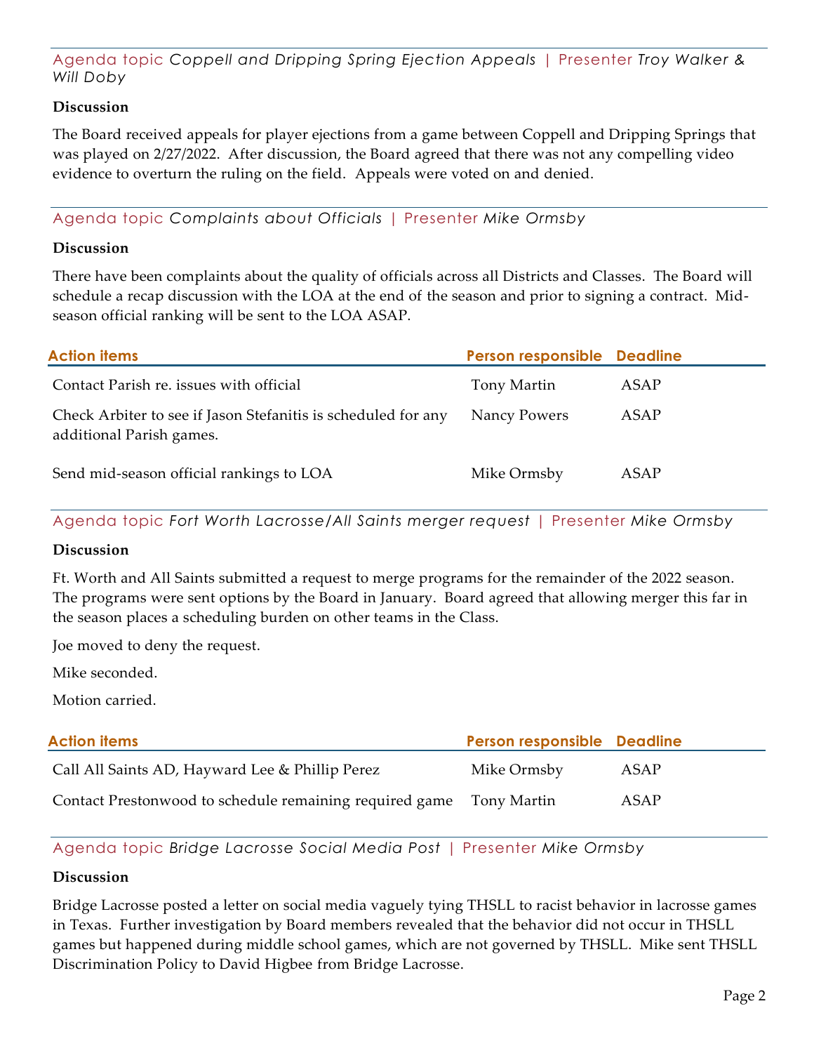Agenda topic *Coppell and Dripping Spring Ejection Appeals* | Presenter *Troy Walker & Will Doby*

**Discussion**

The Board received appeals for player ejections from a game between Coppell and Dripping Springs that was played on 2/27/2022. After discussion, the Board agreed that there was not any compelling video evidence to overturn the ruling on the field. Appeals were voted on and denied.

Agenda topic *Complaints about Officials* | Presenter *Mike Ormsby*

**Discussion**

There have been complaints about the quality of officials across all Districts and Classes. The Board will schedule a recap discussion with the LOA at the end of the season and prior to signing a contract. Mid-season official ranking will be sent to the LOA ASAP.

| Action items | Person responsible | Deadline |
|---|---|---|
| Contact Parish re. issues with official | Tony Martin | ASAP |
| Check Arbiter to see if Jason Stefanitis is scheduled for any additional Parish games. | Nancy Powers | ASAP |
| Send mid-season official rankings to LOA | Mike Ormsby | ASAP |

Agenda topic *Fort Worth Lacrosse/All Saints merger request* | Presenter *Mike Ormsby*

**Discussion**

Ft. Worth and All Saints submitted a request to merge programs for the remainder of the 2022 season. The programs were sent options by the Board in January. Board agreed that allowing merger this far in the season places a scheduling burden on other teams in the Class.

Joe moved to deny the request.

Mike seconded.

Motion carried.

| Action items | Person responsible | Deadline |
|---|---|---|
| Call All Saints AD, Hayward Lee & Phillip Perez | Mike Ormsby | ASAP |
| Contact Prestonwood to schedule remaining required game | Tony Martin | ASAP |

Agenda topic *Bridge Lacrosse Social Media Post* | Presenter *Mike Ormsby*

**Discussion**

Bridge Lacrosse posted a letter on social media vaguely tying THSLL to racist behavior in lacrosse games in Texas. Further investigation by Board members revealed that the behavior did not occur in THSLL games but happened during middle school games, which are not governed by THSLL. Mike sent THSLL Discrimination Policy to David Higbee from Bridge Lacrosse.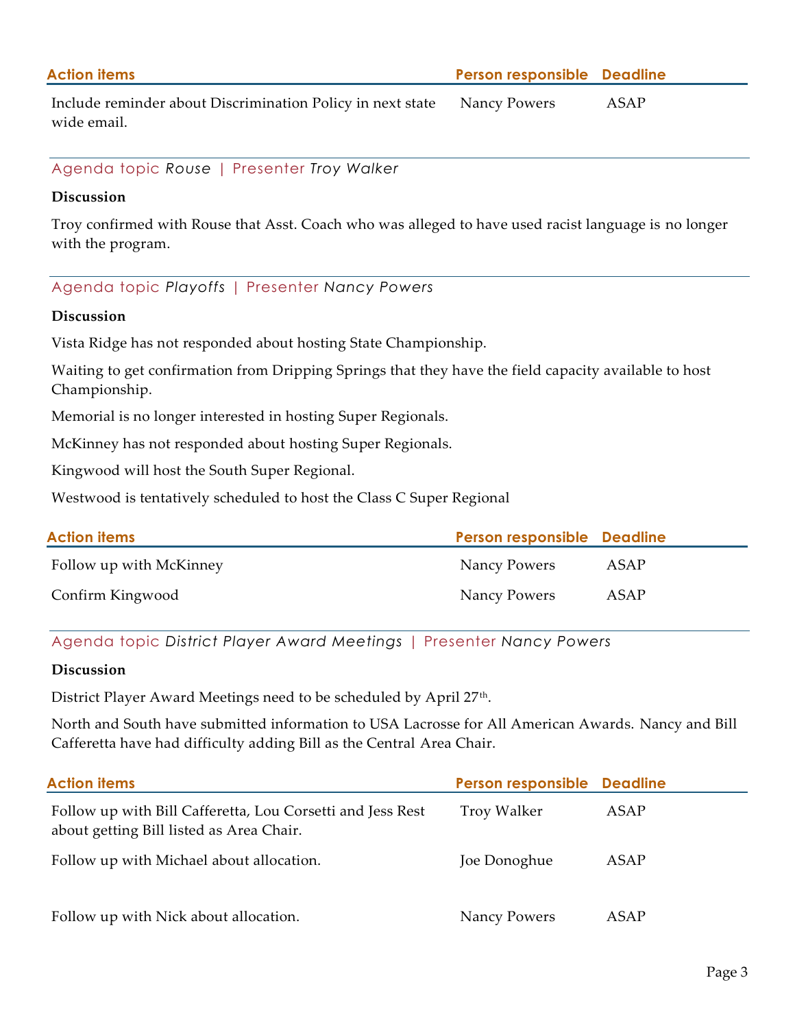| Action items | Person responsible | Deadline |
|---|---|---|
| Include reminder about Discrimination Policy in next state wide email. | Nancy Powers | ASAP |

Agenda topic *Rouse* | Presenter *Troy Walker*

**Discussion**

Troy confirmed with Rouse that Asst. Coach who was alleged to have used racist language is no longer with the program.

Agenda topic *Playoffs* | Presenter *Nancy Powers*

**Discussion**

Vista Ridge has not responded about hosting State Championship.

Waiting to get confirmation from Dripping Springs that they have the field capacity available to host Championship.

Memorial is no longer interested in hosting Super Regionals.

McKinney has not responded about hosting Super Regionals.

Kingwood will host the South Super Regional.

Westwood is tentatively scheduled to host the Class C Super Regional

| Action items | Person responsible | Deadline |
|---|---|---|
| Follow up with McKinney | Nancy Powers | ASAP |
| Confirm Kingwood | Nancy Powers | ASAP |

Agenda topic *District Player Award Meetings* | Presenter *Nancy Powers*

**Discussion**

District Player Award Meetings need to be scheduled by April 27th.

North and South have submitted information to USA Lacrosse for All American Awards. Nancy and Bill Cafferetta have had difficulty adding Bill as the Central Area Chair.

| Action items | Person responsible | Deadline |
|---|---|---|
| Follow up with Bill Cafferetta, Lou Corsetti and Jess Rest about getting Bill listed as Area Chair. | Troy Walker | ASAP |
| Follow up with Michael about allocation. | Joe Donoghue | ASAP |
| Follow up with Nick about allocation. | Nancy Powers | ASAP |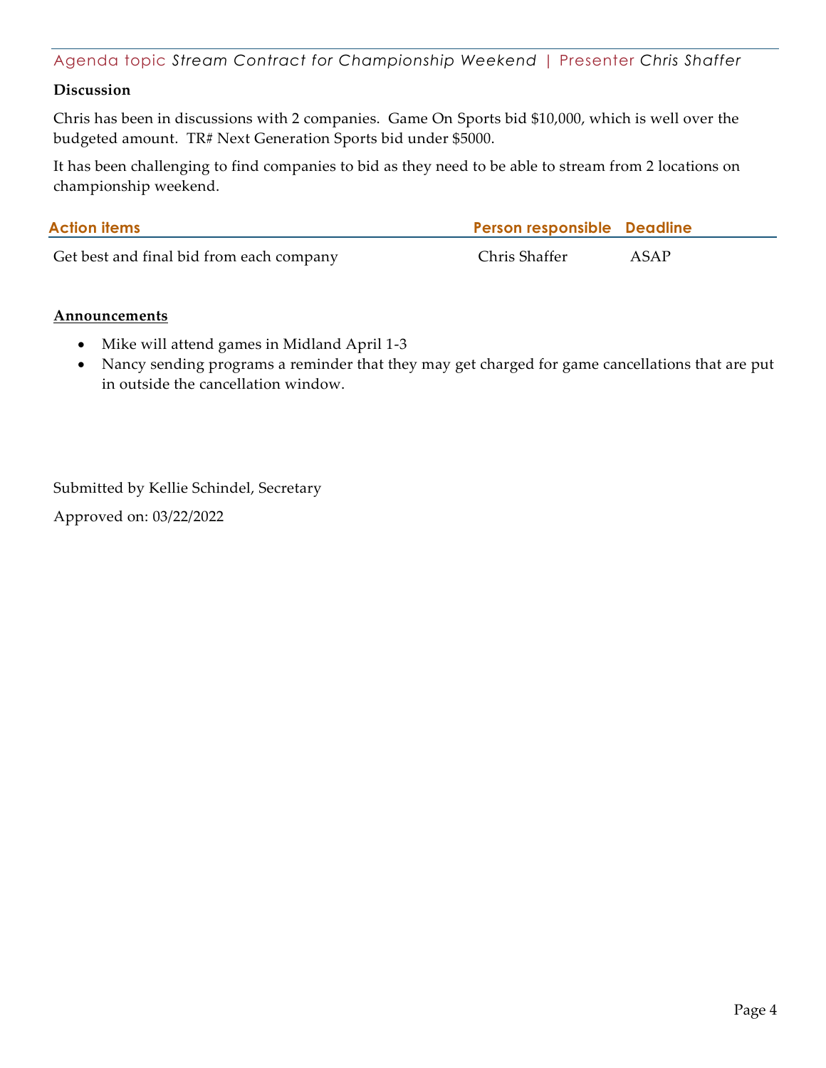Agenda topic *Stream Contract for Championship Weekend* | Presenter *Chris Shaffer*

**Discussion**

Chris has been in discussions with 2 companies. Game On Sports bid $10,000, which is well over the budgeted amount. TR# Next Generation Sports bid under $5000.

It has been challenging to find companies to bid as they need to be able to stream from 2 locations on championship weekend.

| Action items | Person responsible | Deadline |
|---|---|---|
| Get best and final bid from each company | Chris Shaffer | ASAP |

**Announcements**

- Mike will attend games in Midland April 1-3
- Nancy sending programs a reminder that they may get charged for game cancellations that are put in outside the cancellation window.

Submitted by Kellie Schindel, Secretary

Approved on: 03/22/2022